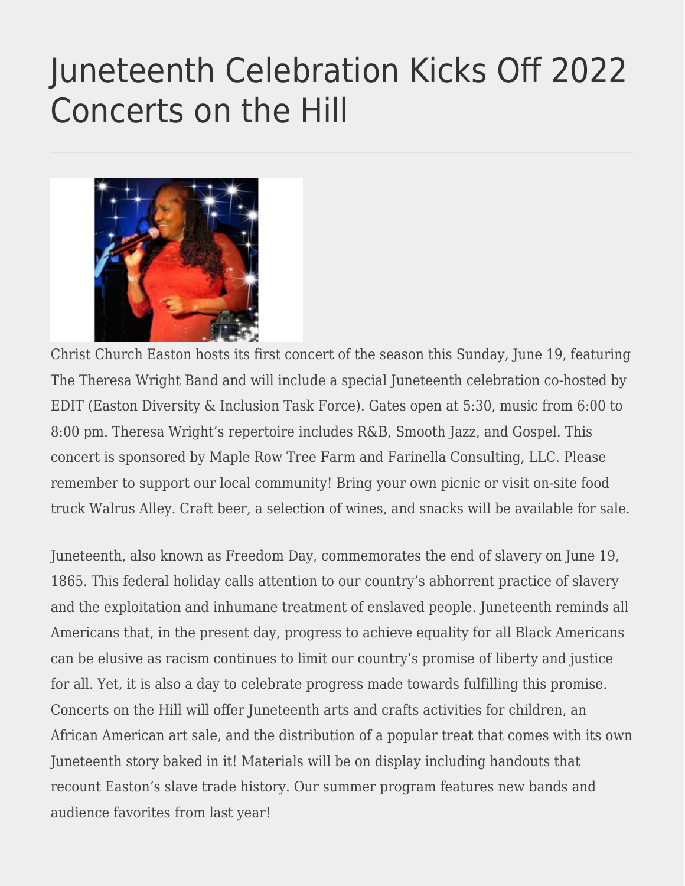# Juneteenth Celebration Kicks Off 2022 Concerts on the Hill

Christ Church Easton hosts its first concert of the season this Sunday, June 19, featuring The Theresa Wright Band and will include a special Juneteenth celebration co-hosted by EDIT (Easton Diversity & Inclusion Task Force). Gates open at 5:30, music from 6:00 to 8:00 pm. Theresa Wright's repertoire includes R&B, Smooth Jazz, and Gospel. This concert is sponsored by Maple Row Tree Farm and Farinella Consulting, LLC. Please remember to support our local community! Bring your own picnic or visit on-site food truck Walrus Alley. Craft beer, a selection of wines, and snacks will be available for sale.

Juneteenth, also known as Freedom Day, commemorates the end of slavery on June 19, 1865. This federal holiday calls attention to our country's abhorrent practice of slavery and the exploitation and inhumane treatment of enslaved people. Juneteenth reminds all Americans that, in the present day, progress to achieve equality for all Black Americans can be elusive as racism continues to limit our country's promise of liberty and justice for all. Yet, it is also a day to celebrate progress made towards fulfilling this promise. Concerts on the Hill will offer Juneteenth arts and crafts activities for children, an African American art sale, and the distribution of a popular treat that comes with its own Juneteenth story baked in it! Materials will be on display including handouts that recount Easton's slave trade history. Our summer program features new bands and audience favorites from last year!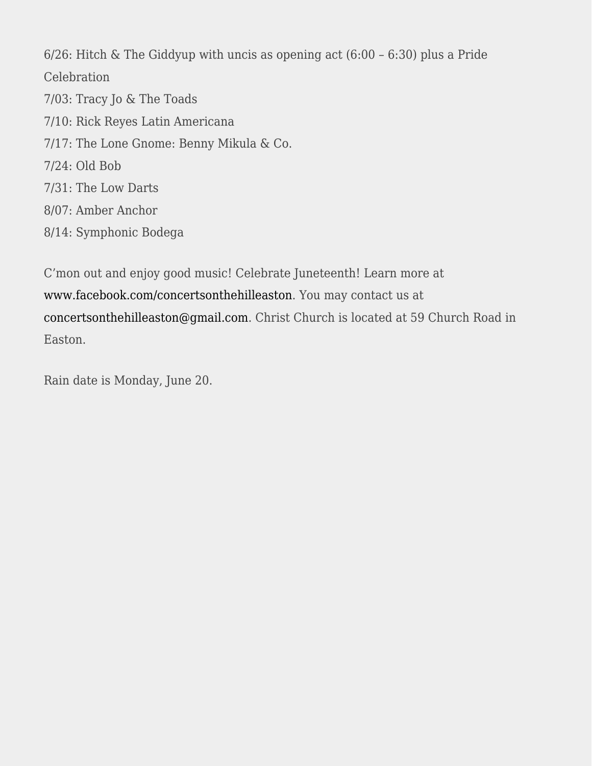6/26: Hitch & The Giddyup with uncis as opening act (6:00 – 6:30) plus a Pride Celebration
7/03: Tracy Jo & The Toads
7/10: Rick Reyes Latin Americana
7/17: The Lone Gnome: Benny Mikula & Co.
7/24: Old Bob
7/31: The Low Darts
8/07: Amber Anchor
8/14: Symphonic Bodega

C'mon out and enjoy good music! Celebrate Juneteenth! Learn more at www.facebook.com/concertsonthehilleaston. You may contact us at concertsonthehilleaston@gmail.com. Christ Church is located at 59 Church Road in Easton.

Rain date is Monday, June 20.